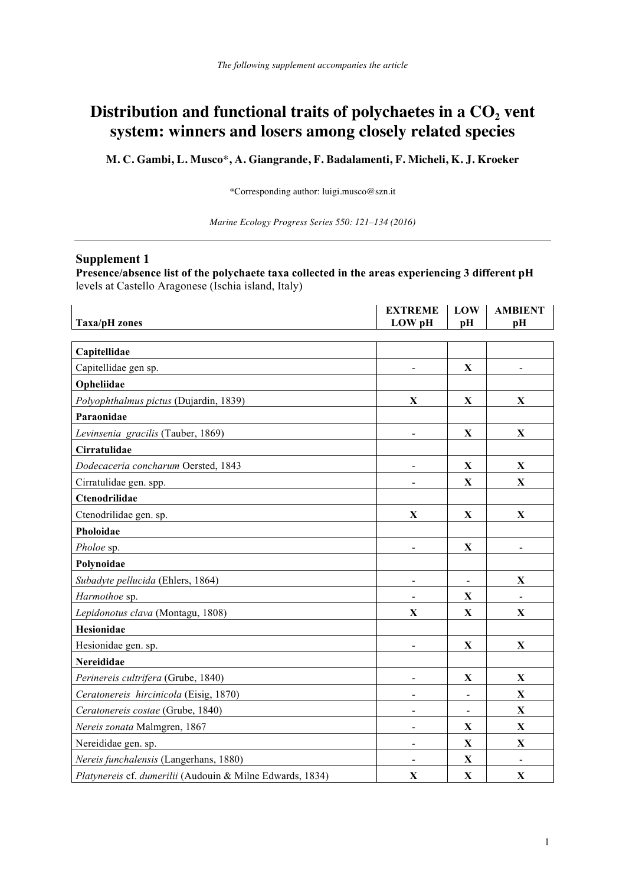The following supplement accompanies the article

# Distribution and functional traits of polychaetes in a $CO_2$ vent system: winners and losers among closely related species

**M. C. Gambi, L. Musco*, A. Giangrande, F. Badalamenti, F. Micheli, K. J. Kroeker**

*Corresponding author: luigi.musco@szn.it

*Marine Ecology Progress Series 550: 121–134 (2016)*

---

## Supplement 1

**Presence/absence list of the polychaete taxa collected in the areas experiencing 3 different pH** levels at Castello Aragonese (Ischia island, Italy)

| **Taxa/pH zones** | **EXTREME LOW pH** | **LOW pH** | **AMBIENT pH** |
|---|---|---|---|
| **Capitellidae** | | | |
| Capitellidae gen sp. | - | **X** | - |
| **Opheliidae** | | | |
| *Polyophthalmus pictus* (Dujardin, 1839) | **X** | **X** | **X** |
| **Paraonidae** | | | |
| *Levinsenia gracilis* (Tauber, 1869) | - | **X** | **X** |
| **Cirratulidae** | | | |
| *Dodecaceria concharum* Oersted, 1843 | - | **X** | **X** |
| Cirratulidae gen. spp. | - | **X** | **X** |
| **Ctenodrilidae** | | | |
| Ctenodrilidae gen. sp. | **X** | **X** | **X** |
| **Pholoidae** | | | |
| *Pholoe* sp. | - | **X** | - |
| **Polynoidae** | | | |
| *Subadyte pellucida* (Ehlers, 1864) | - | - | **X** |
| *Harmothoe* sp. | - | **X** | - |
| *Lepidonotus clava* (Montagu, 1808) | **X** | **X** | **X** |
| **Hesionidae** | | | |
| Hesionidae gen. sp. | - | **X** | **X** |
| **Nereididae** | | | |
| *Perinereis cultrifera* (Grube, 1840) | - | **X** | **X** |
| *Ceratonereis hircinicola* (Eisig, 1870) | - | - | **X** |
| *Ceratonereis costae* (Grube, 1840) | - | - | **X** |
| *Nereis zonata* Malmgren, 1867 | - | **X** | **X** |
| Nereididae gen. sp. | - | **X** | **X** |
| *Nereis funchalensis* (Langerhans, 1880) | - | **X** | - |
| *Platynereis* cf. *dumerilii* (Audouin & Milne Edwards, 1834) | **X** | **X** | **X** |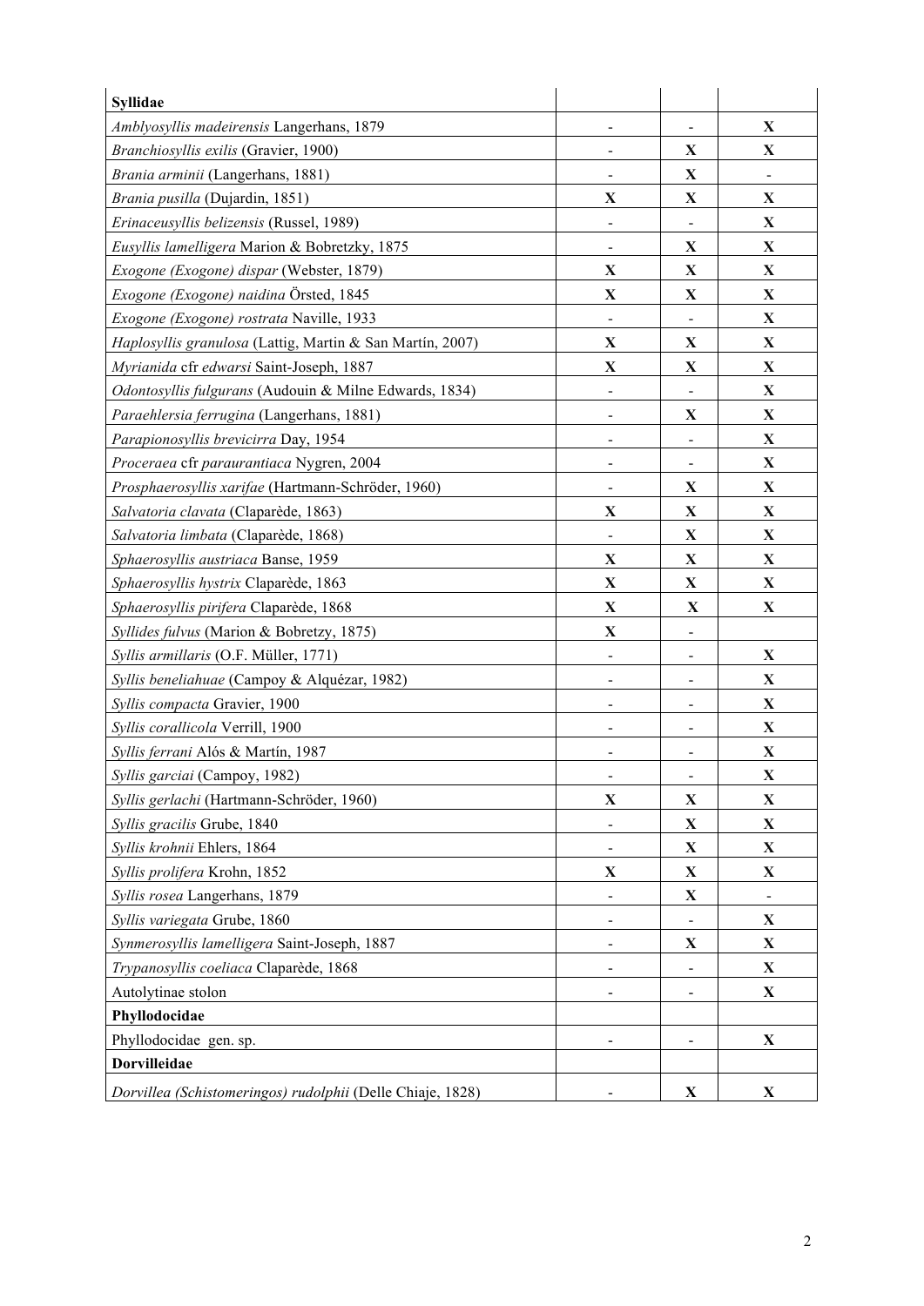| **Syllidae** | | | |
|---|---|---|---|
| *Amblyosyllis madeirensis* Langerhans, 1879 | - | - | **X** |
| *Branchiosyllis exilis* (Gravier, 1900) | - | **X** | **X** |
| *Brania arminii* (Langerhans, 1881) | - | **X** | - |
| *Brania pusilla* (Dujardin, 1851) | **X** | **X** | **X** |
| *Erinaceusyllis belizensis* (Russel, 1989) | - | - | **X** |
| *Eusyllis lamelligera* Marion & Bobretzky, 1875 | - | **X** | **X** |
| *Exogone (Exogone) dispar* (Webster, 1879) | **X** | **X** | **X** |
| *Exogone (Exogone) naidina* Örsted, 1845 | **X** | **X** | **X** |
| *Exogone (Exogone) rostrata* Naville, 1933 | - | - | **X** |
| *Haplosyllis granulosa* (Lattig, Martin & San Martín, 2007) | **X** | **X** | **X** |
| *Myrianida* cfr *edwarsi* Saint-Joseph, 1887 | **X** | **X** | **X** |
| *Odontosyllis fulgurans* (Audouin & Milne Edwards, 1834) | - | - | **X** |
| *Paraehlersia ferrugina* (Langerhans, 1881) | - | **X** | **X** |
| *Parapionosyllis brevicirra* Day, 1954 | - | - | **X** |
| *Proceraea* cfr *paraurantiaca* Nygren, 2004 | - | - | **X** |
| *Prosphaerosyllis xarifae* (Hartmann-Schröder, 1960) | - | **X** | **X** |
| *Salvatoria clavata* (Claparède, 1863) | **X** | **X** | **X** |
| *Salvatoria limbata* (Claparède, 1868) | - | **X** | **X** |
| *Sphaerosyllis austriaca* Banse, 1959 | **X** | **X** | **X** |
| *Sphaerosyllis hystrix* Claparède, 1863 | **X** | **X** | **X** |
| *Sphaerosyllis pirifera* Claparède, 1868 | **X** | **X** | **X** |
| *Syllides fulvus* (Marion & Bobretzy, 1875) | **X** | - | |
| *Syllis armillaris* (O.F. Müller, 1771) | - | - | **X** |
| *Syllis beneliahuae* (Campoy & Alquézar, 1982) | - | - | **X** |
| *Syllis compacta* Gravier, 1900 | - | - | **X** |
| *Syllis corallicola* Verrill, 1900 | - | - | **X** |
| *Syllis ferrani* Alós & Martín, 1987 | - | - | **X** |
| *Syllis garciai* (Campoy, 1982) | - | - | **X** |
| *Syllis gerlachi* (Hartmann-Schröder, 1960) | **X** | **X** | **X** |
| *Syllis gracilis* Grube, 1840 | - | **X** | **X** |
| *Syllis krohnii* Ehlers, 1864 | - | **X** | **X** |
| *Syllis prolifera* Krohn, 1852 | **X** | **X** | **X** |
| *Syllis rosea* Langerhans, 1879 | - | **X** | - |
| *Syllis variegata* Grube, 1860 | - | - | **X** |
| *Synmerosyllis lamelligera* Saint-Joseph, 1887 | - | **X** | **X** |
| *Trypanosyllis coeliaca* Claparède, 1868 | - | - | **X** |
| Autolytinae stolon | - | - | **X** |
| **Phyllodocidae** | | | |
| Phyllodocidae gen. sp. | - | - | **X** |
| **Dorvilleidae** | | | |
| *Dorvillea (Schistomeringos) rudolphii* (Delle Chiaje, 1828) | - | **X** | **X** |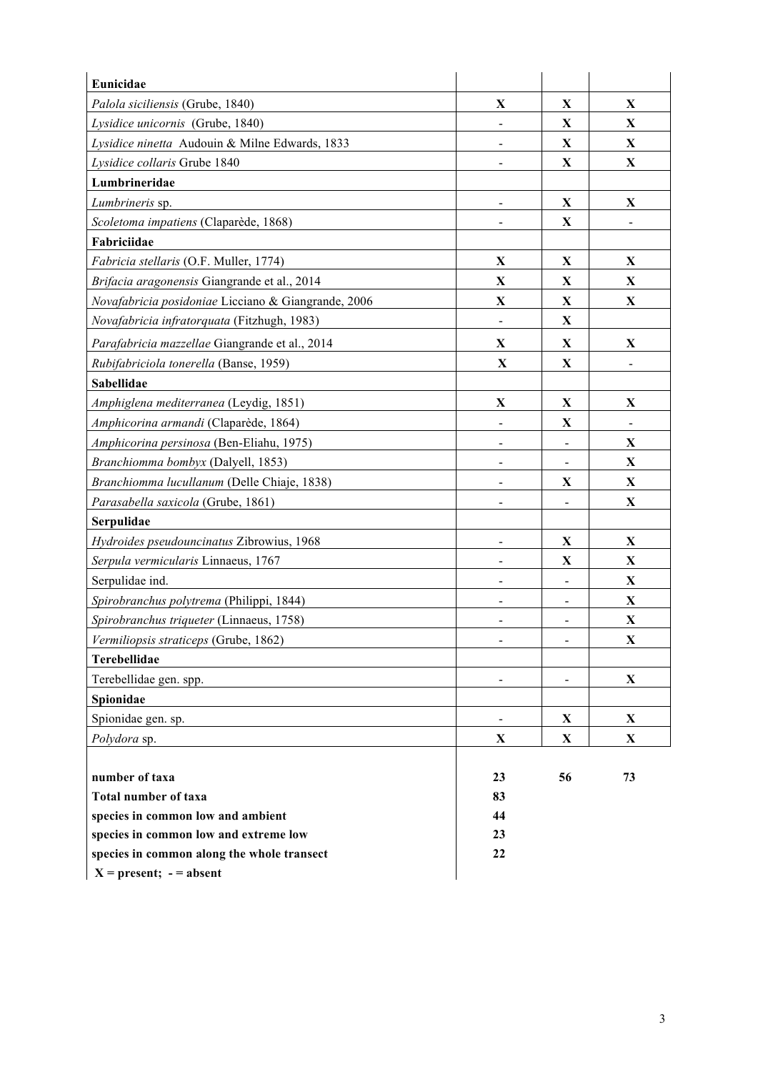| | | | |
|---|---|---|---|
| **Eunicidae** | | | |
| *Palola siciliensis* (Grube, 1840) | **X** | **X** | **X** |
| *Lysidice unicornis* (Grube, 1840) | - | **X** | **X** |
| *Lysidice ninetta* Audouin & Milne Edwards, 1833 | - | **X** | **X** |
| *Lysidice collaris* Grube 1840 | - | **X** | **X** |
| **Lumbrineridae** | | | |
| *Lumbrineris* sp. | - | **X** | **X** |
| *Scoletoma impatiens* (Claparède, 1868) | - | **X** | - |
| **Fabriciidae** | | | |
| *Fabricia stellaris* (O.F. Muller, 1774) | **X** | **X** | **X** |
| *Brifacia aragonensis* Giangrande et al., 2014 | **X** | **X** | **X** |
| *Novafabricia posidoniae* Licciano & Giangrande, 2006 | **X** | **X** | **X** |
| *Novafabricia infratorquata* (Fitzhugh, 1983) | - | **X** | |
| *Parafabricia mazzellae* Giangrande et al., 2014 | **X** | **X** | **X** |
| *Rubifabriciola tonerella* (Banse, 1959) | **X** | **X** | - |
| **Sabellidae** | | | |
| *Amphiglena mediterranea* (Leydig, 1851) | **X** | **X** | **X** |
| *Amphicorina armandi* (Claparède, 1864) | - | **X** | - |
| *Amphicorina persinosa* (Ben-Eliahu, 1975) | - | - | **X** |
| *Branchiomma bombyx* (Dalyell, 1853) | - | - | **X** |
| *Branchiomma lucullanum* (Delle Chiaje, 1838) | - | **X** | **X** |
| *Parasabella saxicola* (Grube, 1861) | - | - | **X** |
| **Serpulidae** | | | |
| *Hydroides pseudouncinatus* Zibrowius, 1968 | - | **X** | **X** |
| *Serpula vermicularis* Linnaeus, 1767 | - | **X** | **X** |
| Serpulidae ind. | - | - | **X** |
| *Spirobranchus polytrema* (Philippi, 1844) | - | - | **X** |
| *Spirobranchus triqueter* (Linnaeus, 1758) | - | - | **X** |
| *Vermiliopsis straticeps* (Grube, 1862) | - | - | **X** |
| **Terebellidae** | | | |
| Terebellidae gen. spp. | - | - | **X** |
| **Spionidae** | | | |
| Spionidae gen. sp. | - | **X** | **X** |
| *Polydora* sp. | **X** | **X** | **X** |
| | | | |
| **number of taxa** | **23** | **56** | **73** |
| **Total number of taxa** | **83** | | |
| **species in common low and ambient** | **44** | | |
| **species in common low and extreme low** | **23** | | |
| **species in common along the whole transect** | **22** | | |
| **X = present; - = absent** | | | |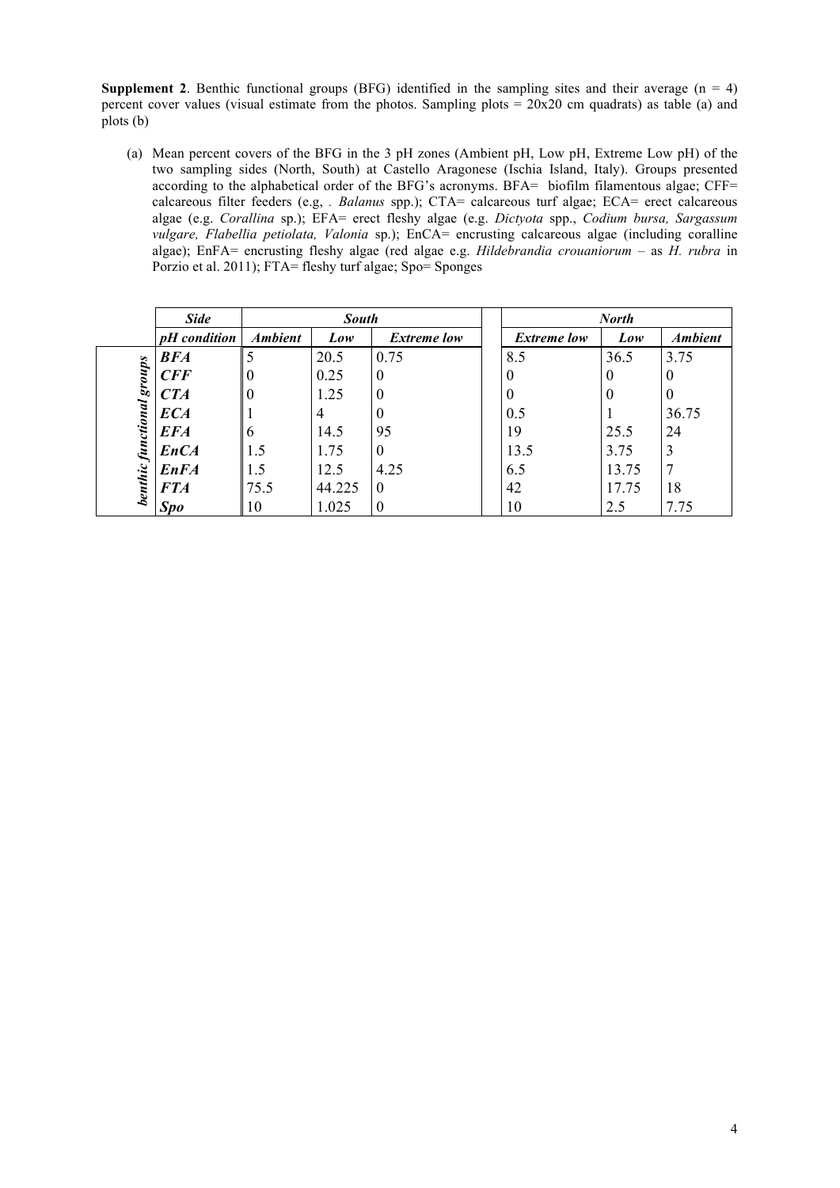**Supplement 2**. Benthic functional groups (BFG) identified in the sampling sites and their average (n = 4) percent cover values (visual estimate from the photos. Sampling plots = 20x20 cm quadrats) as table (a) and plots (b)

(a) Mean percent covers of the BFG in the 3 pH zones (Ambient pH, Low pH, Extreme Low pH) of the two sampling sides (North, South) at Castello Aragonese (Ischia Island, Italy). Groups presented according to the alphabetical order of the BFG's acronyms. BFA= biofilm filamentous algae; CFF= calcareous filter feeders (e.g, . *Balanus* spp.); CTA= calcareous turf algae; ECA= erect calcareous algae (e.g. *Corallina* sp.); EFA= erect fleshy algae (e.g. *Dictyota* spp., *Codium bursa, Sargassum vulgare, Flabellia petiolata, Valonia* sp.); EnCA= encrusting calcareous algae (including coralline algae); EnFA= encrusting fleshy algae (red algae e.g. *Hildebrandia crouaniorum* – as *H. rubra* in Porzio et al. 2011); FTA= fleshy turf algae; Spo= Sponges

| | ***Side*** | ***South*** | | | ***North*** | | |
|---|---|---|---|---|---|---|---|
| | ***pH condition*** | ***Ambient*** | ***Low*** | ***Extreme low*** | ***Extreme low*** | ***Low*** | ***Ambient*** |
| ***benthic functional groups*** | ***BFA*** | 5 | 20.5 | 0.75 | 8.5 | 36.5 | 3.75 |
| | ***CFF*** | 0 | 0.25 | 0 | 0 | 0 | 0 |
| | ***CTA*** | 0 | 1.25 | 0 | 0 | 0 | 0 |
| | ***ECA*** | 1 | 4 | 0 | 0.5 | 1 | 36.75 |
| | ***EFA*** | 6 | 14.5 | 95 | 19 | 25.5 | 24 |
| | ***EnCA*** | 1.5 | 1.75 | 0 | 13.5 | 3.75 | 3 |
| | ***EnFA*** | 1.5 | 12.5 | 4.25 | 6.5 | 13.75 | 7 |
| | ***FTA*** | 75.5 | 44.225 | 0 | 42 | 17.75 | 18 |
| | ***Spo*** | 10 | 1.025 | 0 | 10 | 2.5 | 7.75 |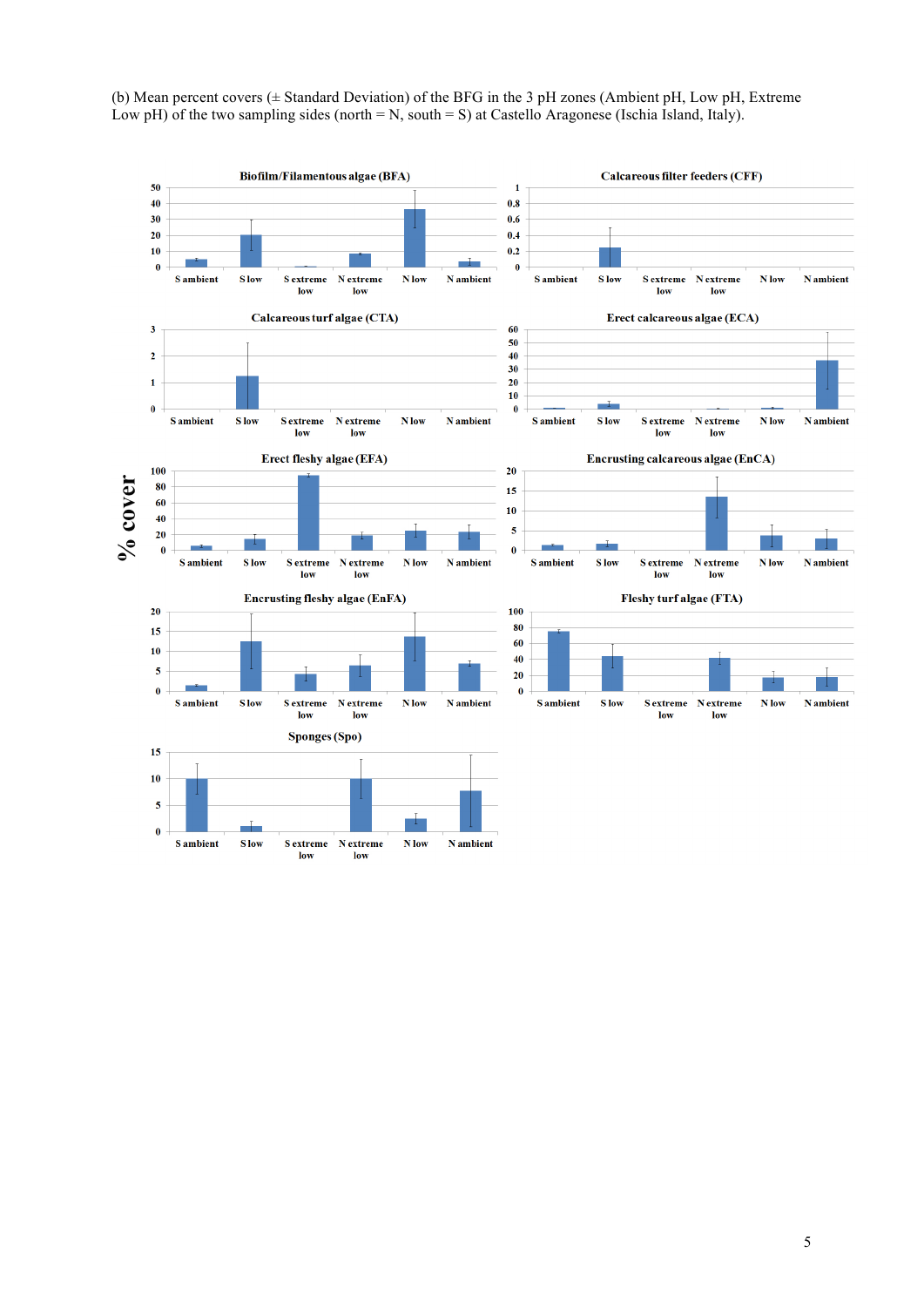(b) Mean percent covers (± Standard Deviation) of the BFG in the 3 pH zones (Ambient pH, Low pH, Extreme Low pH) of the two sampling sides (north = N, south = S) at Castello Aragonese (Ischia Island, Italy).

% cover

Biofilm/Filamentous algae (BFA)

50
40
30
20
10
0

S ambient
S low
S extreme low
N extreme low
N low
N ambient

Calcareous filter feeders (CFF)

1
0.8
0.6
0.4
0.2
0

S ambient
S low
S extreme low
N extreme low
N low
N ambient

Calcareous turf algae (CTA)

3
2
1
0

S ambient
S low
S extreme low
N extreme low
N low
N ambient

Erect calcareous algae (ECA)

60
50
40
30
20
10
0

S ambient
S low
S extreme low
N extreme low
N low
N ambient

Erect fleshy algae (EFA)

100
80
60
40
20
0

S ambient
S low
S extreme low
N extreme low
N low
N ambient

Encrusting calcareous algae (EnCA)

20
15
10
5
0

S ambient
S low
S extreme low
N extreme low
N low
N ambient

Encrusting fleshy algae (EnFA)

20
15
10
5
0

S ambient
S low
S extreme low
N extreme low
N low
N ambient

Fleshy turf algae (FTA)

100
80
60
40
20
0

S ambient
S low
S extreme low
N extreme low
N low
N ambient

Sponges (Spo)

15
10
5
0

S ambient
S low
S extreme low
N extreme low
N low
N ambient